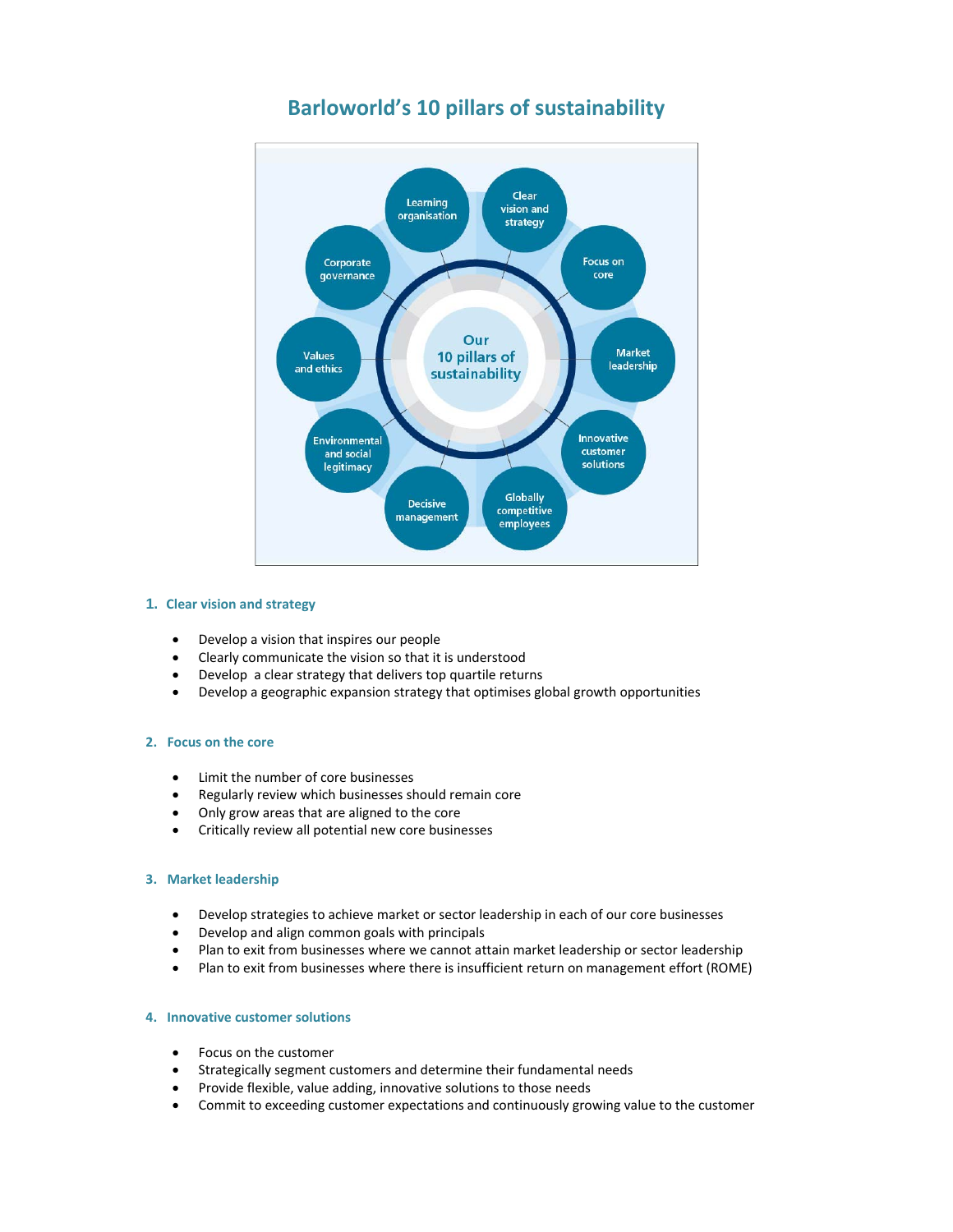# Barloworld's 10 pillars of sustainability

Our 10 pillars of sustainability

- Clear vision and strategy
- Focus on core
- Market leadership
- Innovative customer solutions
- Globally competitive employees
- Decisive management
- Environmental and social legitimacy
- Values and ethics
- Corporate governance
- Learning organisation

## 1. Clear vision and strategy

- Develop a vision that inspires our people
- Clearly communicate the vision so that it is understood
- Develop a clear strategy that delivers top quartile returns
- Develop a geographic expansion strategy that optimises global growth opportunities

## 2. Focus on the core

- Limit the number of core businesses
- Regularly review which businesses should remain core
- Only grow areas that are aligned to the core
- Critically review all potential new core businesses

## 3. Market leadership

- Develop strategies to achieve market or sector leadership in each of our core businesses
- Develop and align common goals with principals
- Plan to exit from businesses where we cannot attain market leadership or sector leadership
- Plan to exit from businesses where there is insufficient return on management effort (ROME)

## 4. Innovative customer solutions

- Focus on the customer
- Strategically segment customers and determine their fundamental needs
- Provide flexible, value adding, innovative solutions to those needs
- Commit to exceeding customer expectations and continuously growing value to the customer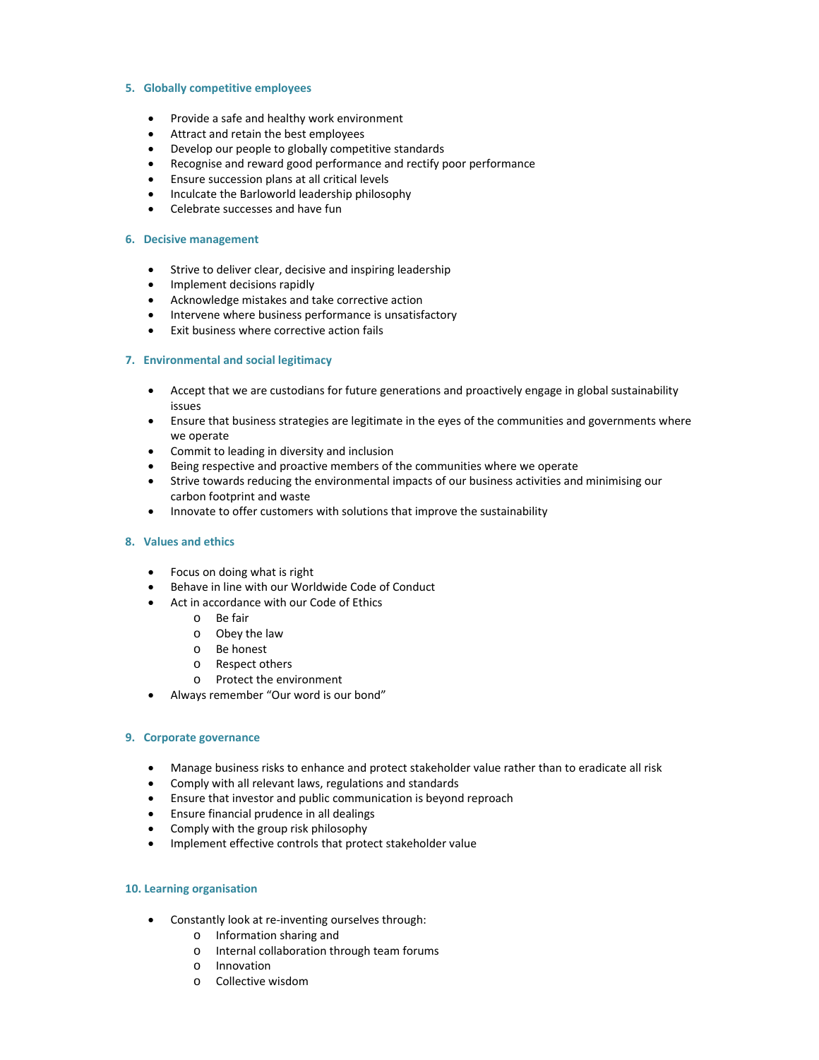### 5. Globally competitive employees

- Provide a safe and healthy work environment
- Attract and retain the best employees
- Develop our people to globally competitive standards
- Recognise and reward good performance and rectify poor performance
- Ensure succession plans at all critical levels
- Inculcate the Barloworld leadership philosophy
- Celebrate successes and have fun

### 6. Decisive management

- Strive to deliver clear, decisive and inspiring leadership
- Implement decisions rapidly
- Acknowledge mistakes and take corrective action
- Intervene where business performance is unsatisfactory
- Exit business where corrective action fails

### 7. Environmental and social legitimacy

- Accept that we are custodians for future generations and proactively engage in global sustainability issues
- Ensure that business strategies are legitimate in the eyes of the communities and governments where we operate
- Commit to leading in diversity and inclusion
- Being respective and proactive members of the communities where we operate
- Strive towards reducing the environmental impacts of our business activities and minimising our carbon footprint and waste
- Innovate to offer customers with solutions that improve the sustainability

### 8. Values and ethics

- Focus on doing what is right
- Behave in line with our Worldwide Code of Conduct
- Act in accordance with our Code of Ethics
  - Be fair
  - Obey the law
  - Be honest
  - Respect others
  - Protect the environment
- Always remember "Our word is our bond"

### 9. Corporate governance

- Manage business risks to enhance and protect stakeholder value rather than to eradicate all risk
- Comply with all relevant laws, regulations and standards
- Ensure that investor and public communication is beyond reproach
- Ensure financial prudence in all dealings
- Comply with the group risk philosophy
- Implement effective controls that protect stakeholder value

### 10. Learning organisation

- Constantly look at re-inventing ourselves through:
  - Information sharing and
  - Internal collaboration through team forums
  - Innovation
  - Collective wisdom